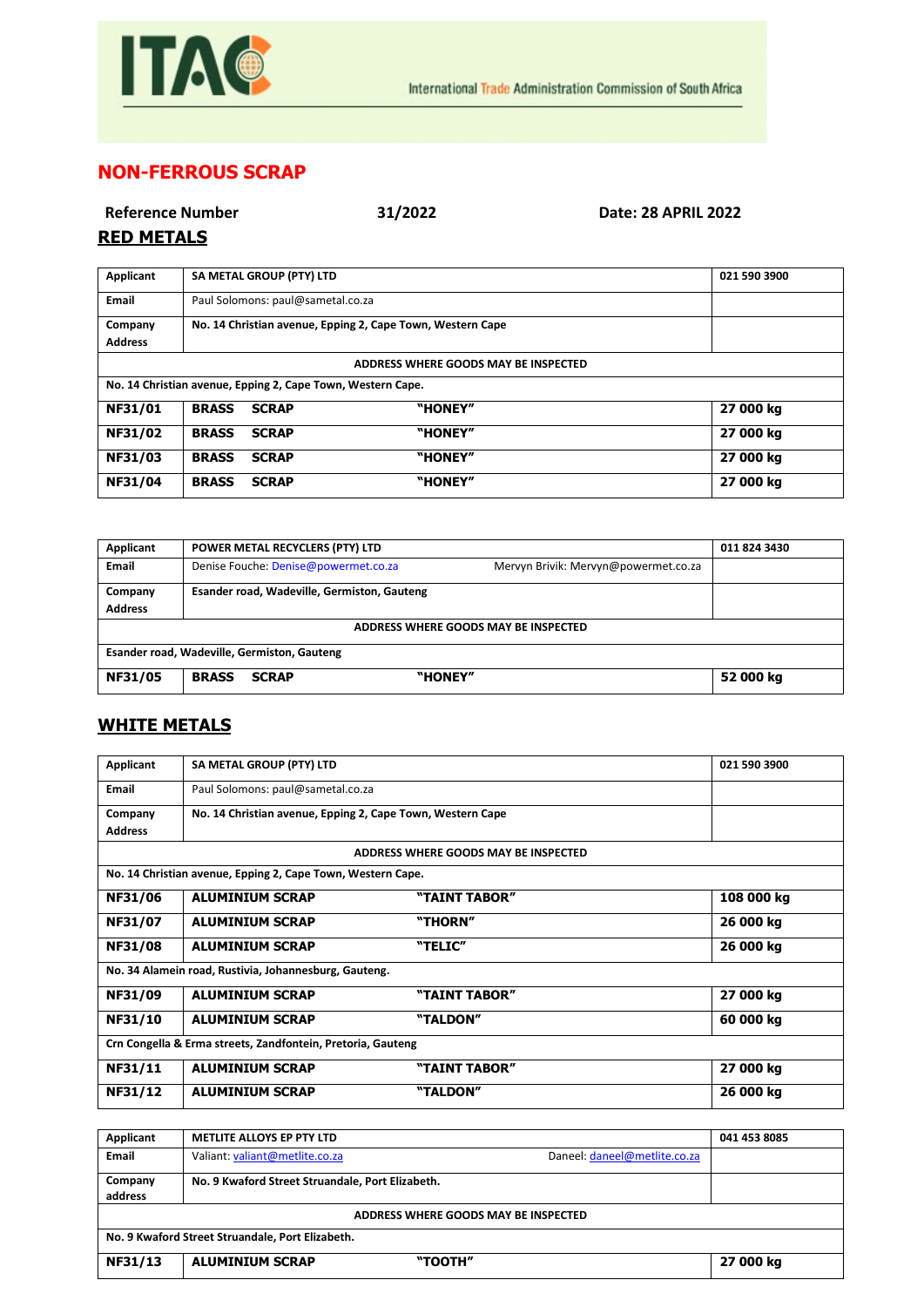ITAC

International Trade Administration Commission of South Africa

## NON-FERROUS SCRAP

**Reference Number** **31/2022** **Date: 28 APRIL 2022**

## RED METALS

| Applicant | SA METAL GROUP (PTY) LTD | | 021 590 3900 |
|---|---|---|---|
| Email | Paul Solomons: paul@sametal.co.za | | |
| Company Address | No. 14 Christian avenue, Epping 2, Cape Town, Western Cape | | |
| ADDRESS WHERE GOODS MAY BE INSPECTED | | | |
| No. 14 Christian avenue, Epping 2, Cape Town, Western Cape. | | | |
| **NF31/01** | **BRASS SCRAP** | **"HONEY"** | **27 000 kg** |
| **NF31/02** | **BRASS SCRAP** | **"HONEY"** | **27 000 kg** |
| **NF31/03** | **BRASS SCRAP** | **"HONEY"** | **27 000 kg** |
| **NF31/04** | **BRASS SCRAP** | **"HONEY"** | **27 000 kg** |

| Applicant | POWER METAL RECYCLERS (PTY) LTD | | 011 824 3430 |
|---|---|---|---|
| Email | Denise Fouche: Denise@powermet.co.za | Mervyn Brivik: Mervyn@powermet.co.za | |
| Company Address | Esander road, Wadeville, Germiston, Gauteng | | |
| ADDRESS WHERE GOODS MAY BE INSPECTED | | | |
| Esander road, Wadeville, Germiston, Gauteng | | | |
| **NF31/05** | **BRASS SCRAP** | **"HONEY"** | **52 000 kg** |

## WHITE METALS

| Applicant | SA METAL GROUP (PTY) LTD | | 021 590 3900 |
|---|---|---|---|
| Email | Paul Solomons: paul@sametal.co.za | | |
| Company Address | No. 14 Christian avenue, Epping 2, Cape Town, Western Cape | | |
| ADDRESS WHERE GOODS MAY BE INSPECTED | | | |
| No. 14 Christian avenue, Epping 2, Cape Town, Western Cape. | | | |
| **NF31/06** | **ALUMINIUM SCRAP** | **"TAINT TABOR"** | **108 000 kg** |
| **NF31/07** | **ALUMINIUM SCRAP** | **"THORN"** | **26 000 kg** |
| **NF31/08** | **ALUMINIUM SCRAP** | **"TELIC"** | **26 000 kg** |
| No. 34 Alamein road, Rustivia, Johannesburg, Gauteng. | | | |
| **NF31/09** | **ALUMINIUM SCRAP** | **"TAINT TABOR"** | **27 000 kg** |
| **NF31/10** | **ALUMINIUM SCRAP** | **"TALDON"** | **60 000 kg** |
| Crn Congella & Erma streets, Zandfontein, Pretoria, Gauteng | | | |
| **NF31/11** | **ALUMINIUM SCRAP** | **"TAINT TABOR"** | **27 000 kg** |
| **NF31/12** | **ALUMINIUM SCRAP** | **"TALDON"** | **26 000 kg** |

| Applicant | METLITE ALLOYS EP PTY LTD | | 041 453 8085 |
|---|---|---|---|
| Email | Valiant: valiant@metlite.co.za | Daneel: daneel@metlite.co.za | |
| Company address | No. 9 Kwaford Street Struandale, Port Elizabeth. | | |
| ADDRESS WHERE GOODS MAY BE INSPECTED | | | |
| No. 9 Kwaford Street Struandale, Port Elizabeth. | | | |
| **NF31/13** | **ALUMINIUM SCRAP** | **"TOOTH"** | **27 000 kg** |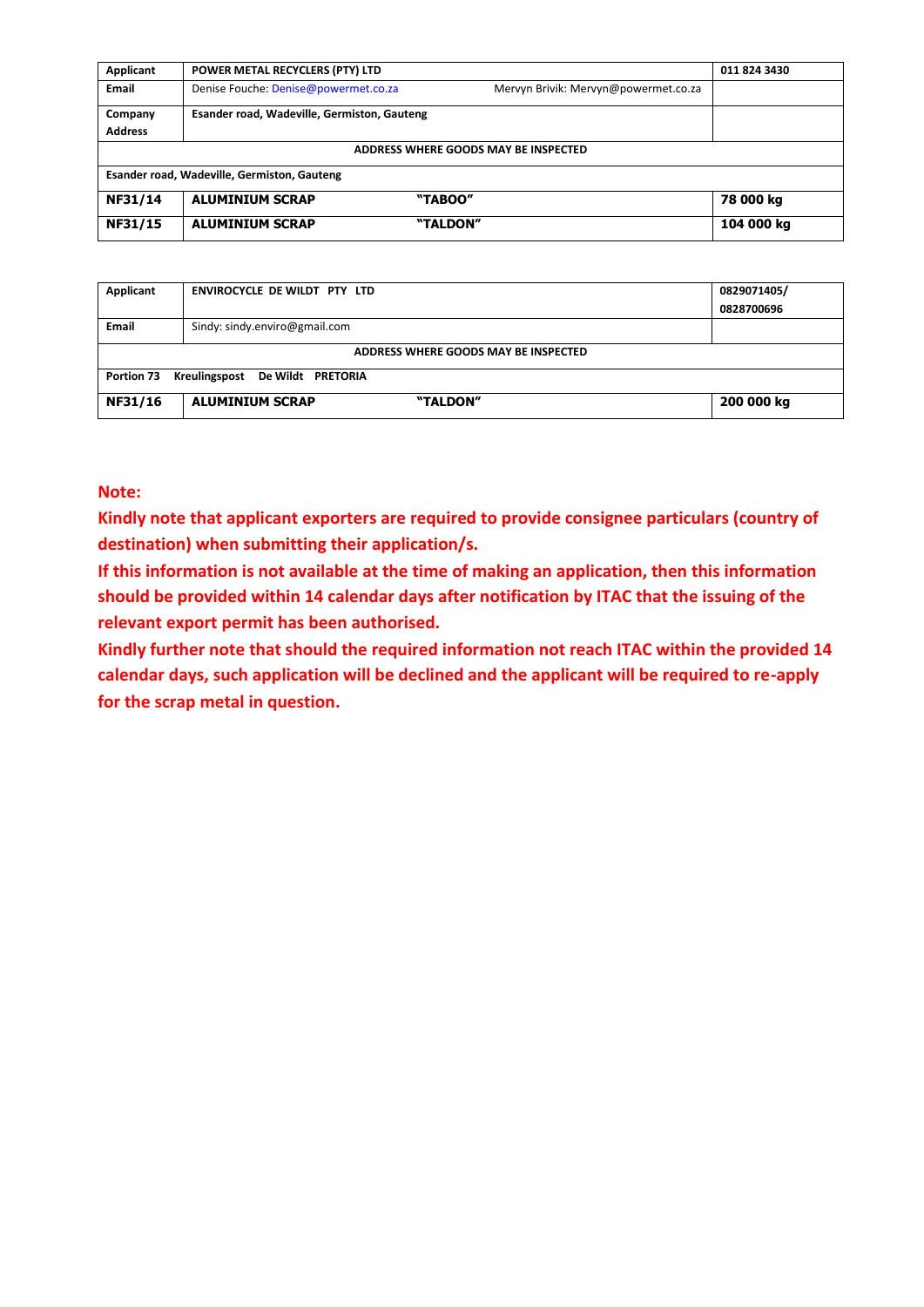| | | | |
|---|---|---|---|
| **Applicant** | **POWER METAL RECYCLERS (PTY) LTD** | | **011 824 3430** |
| **Email** | Denise Fouche: Denise@powermet.co.za | Mervyn Brivik: Mervyn@powermet.co.za | |
| **Company Address** | **Esander road, Wadeville, Germiston, Gauteng** | | |
| **ADDRESS WHERE GOODS MAY BE INSPECTED** | | | |
| **Esander road, Wadeville, Germiston, Gauteng** | | | |
| **NF31/14** | **ALUMINIUM SCRAP** | **"TABOO"** | **78 000 kg** |
| **NF31/15** | **ALUMINIUM SCRAP** | **"TALDON"** | **104 000 kg** |

| | | | |
|---|---|---|---|
| **Applicant** | **ENVIROCYCLE DE WILDT PTY LTD** | | **0829071405/ 0828700696** |
| **Email** | Sindy: sindy.enviro@gmail.com | | |
| **ADDRESS WHERE GOODS MAY BE INSPECTED** | | | |
| **Portion 73 Kreulingspost De Wildt PRETORIA** | | | |
| **NF31/16** | **ALUMINIUM SCRAP** | **"TALDON"** | **200 000 kg** |

**Note:**

**Kindly note that applicant exporters are required to provide consignee particulars (country of destination) when submitting their application/s.**

**If this information is not available at the time of making an application, then this information should be provided within 14 calendar days after notification by ITAC that the issuing of the relevant export permit has been authorised.**

**Kindly further note that should the required information not reach ITAC within the provided 14 calendar days, such application will be declined and the applicant will be required to re-apply for the scrap metal in question.**